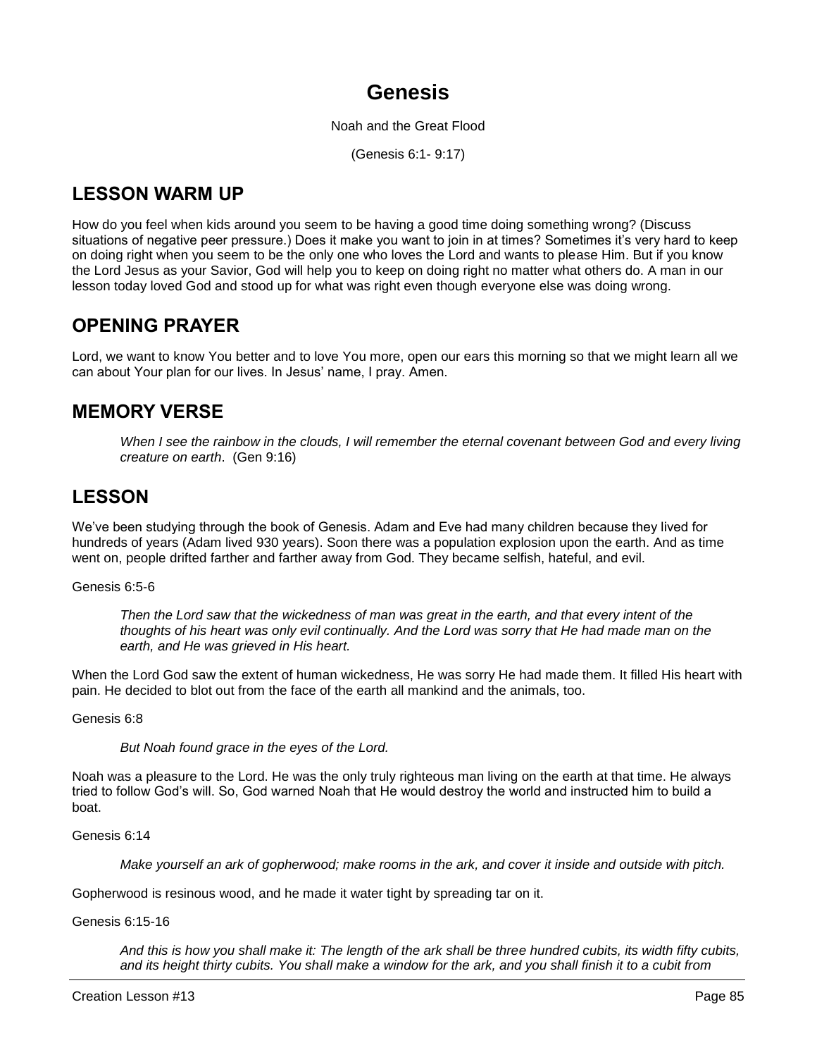# Genesis

Noah and the Great Flood

(Genesis 6:1- 9:17)

## LESSON WARM UP

How do you feel when kids around you seem to be having a good time doing something wrong? (Discuss situations of negative peer pressure.) Does it make you want to join in at times? Sometimes it's very hard to keep on doing right when you seem to be the only one who loves the Lord and wants to please Him. But if you know the Lord Jesus as your Savior, God will help you to keep on doing right no matter what others do. A man in our lesson today loved God and stood up for what was right even though everyone else was doing wrong.

## OPENING PRAYER

Lord, we want to know You better and to love You more, open our ears this morning so that we might learn all we can about Your plan for our lives. In Jesus' name, I pray. Amen.

## MEMORY VERSE

> *When I see the rainbow in the clouds, I will remember the eternal covenant between God and every living creature on earth*. (Gen 9:16)

## LESSON

We've been studying through the book of Genesis. Adam and Eve had many children because they lived for hundreds of years (Adam lived 930 years). Soon there was a population explosion upon the earth. And as time went on, people drifted farther and farther away from God. They became selfish, hateful, and evil.

Genesis 6:5-6

> *Then the Lord saw that the wickedness of man was great in the earth, and that every intent of the thoughts of his heart was only evil continually. And the Lord was sorry that He had made man on the earth, and He was grieved in His heart.*

When the Lord God saw the extent of human wickedness, He was sorry He had made them. It filled His heart with pain. He decided to blot out from the face of the earth all mankind and the animals, too.

Genesis 6:8

> *But Noah found grace in the eyes of the Lord.*

Noah was a pleasure to the Lord. He was the only truly righteous man living on the earth at that time. He always tried to follow God's will. So, God warned Noah that He would destroy the world and instructed him to build a boat.

Genesis 6:14

> *Make yourself an ark of gopherwood; make rooms in the ark, and cover it inside and outside with pitch.*

Gopherwood is resinous wood, and he made it water tight by spreading tar on it.

Genesis 6:15-16

> *And this is how you shall make it: The length of the ark shall be three hundred cubits, its width fifty cubits, and its height thirty cubits. You shall make a window for the ark, and you shall finish it to a cubit from*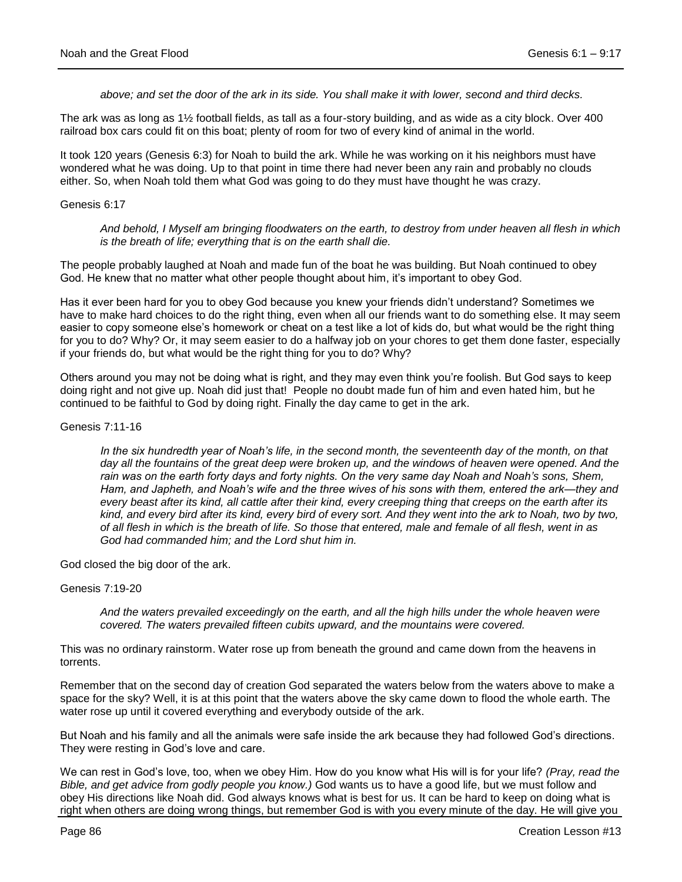*above; and set the door of the ark in its side. You shall make it with lower, second and third decks.*

The ark was as long as 1½ football fields, as tall as a four-story building, and as wide as a city block. Over 400 railroad box cars could fit on this boat; plenty of room for two of every kind of animal in the world.

It took 120 years (Genesis 6:3) for Noah to build the ark. While he was working on it his neighbors must have wondered what he was doing. Up to that point in time there had never been any rain and probably no clouds either. So, when Noah told them what God was going to do they must have thought he was crazy.

Genesis 6:17

> *And behold, I Myself am bringing floodwaters on the earth, to destroy from under heaven all flesh in which is the breath of life; everything that is on the earth shall die.*

The people probably laughed at Noah and made fun of the boat he was building. But Noah continued to obey God. He knew that no matter what other people thought about him, it's important to obey God.

Has it ever been hard for you to obey God because you knew your friends didn't understand? Sometimes we have to make hard choices to do the right thing, even when all our friends want to do something else. It may seem easier to copy someone else's homework or cheat on a test like a lot of kids do, but what would be the right thing for you to do? Why? Or, it may seem easier to do a halfway job on your chores to get them done faster, especially if your friends do, but what would be the right thing for you to do? Why?

Others around you may not be doing what is right, and they may even think you're foolish. But God says to keep doing right and not give up. Noah did just that! People no doubt made fun of him and even hated him, but he continued to be faithful to God by doing right. Finally the day came to get in the ark.

Genesis 7:11-16

> *In the six hundredth year of Noah's life, in the second month, the seventeenth day of the month, on that day all the fountains of the great deep were broken up, and the windows of heaven were opened. And the rain was on the earth forty days and forty nights. On the very same day Noah and Noah's sons, Shem, Ham, and Japheth, and Noah's wife and the three wives of his sons with them, entered the ark—they and every beast after its kind, all cattle after their kind, every creeping thing that creeps on the earth after its kind, and every bird after its kind, every bird of every sort. And they went into the ark to Noah, two by two, of all flesh in which is the breath of life. So those that entered, male and female of all flesh, went in as God had commanded him; and the Lord shut him in.*

God closed the big door of the ark.

Genesis 7:19-20

> *And the waters prevailed exceedingly on the earth, and all the high hills under the whole heaven were covered. The waters prevailed fifteen cubits upward, and the mountains were covered.*

This was no ordinary rainstorm. Water rose up from beneath the ground and came down from the heavens in torrents.

Remember that on the second day of creation God separated the waters below from the waters above to make a space for the sky? Well, it is at this point that the waters above the sky came down to flood the whole earth. The water rose up until it covered everything and everybody outside of the ark.

But Noah and his family and all the animals were safe inside the ark because they had followed God's directions. They were resting in God's love and care.

We can rest in God's love, too, when we obey Him. How do you know what His will is for your life? *(Pray, read the Bible, and get advice from godly people you know.)* God wants us to have a good life, but we must follow and obey His directions like Noah did. God always knows what is best for us. It can be hard to keep on doing what is right when others are doing wrong things, but remember God is with you every minute of the day. He will give you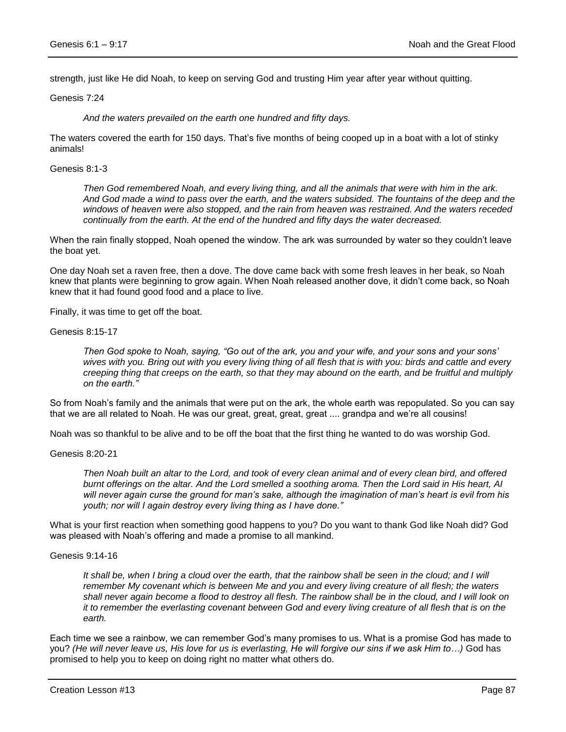strength, just like He did Noah, to keep on serving God and trusting Him year after year without quitting.

Genesis 7:24

> *And the waters prevailed on the earth one hundred and fifty days.*

The waters covered the earth for 150 days. That's five months of being cooped up in a boat with a lot of stinky animals!

Genesis 8:1-3

> *Then God remembered Noah, and every living thing, and all the animals that were with him in the ark. And God made a wind to pass over the earth, and the waters subsided. The fountains of the deep and the windows of heaven were also stopped, and the rain from heaven was restrained. And the waters receded continually from the earth. At the end of the hundred and fifty days the water decreased.*

When the rain finally stopped, Noah opened the window. The ark was surrounded by water so they couldn't leave the boat yet.

One day Noah set a raven free, then a dove. The dove came back with some fresh leaves in her beak, so Noah knew that plants were beginning to grow again. When Noah released another dove, it didn't come back, so Noah knew that it had found good food and a place to live.

Finally, it was time to get off the boat.

Genesis 8:15-17

> *Then God spoke to Noah, saying, "Go out of the ark, you and your wife, and your sons and your sons' wives with you. Bring out with you every living thing of all flesh that is with you: birds and cattle and every creeping thing that creeps on the earth, so that they may abound on the earth, and be fruitful and multiply on the earth."*

So from Noah's family and the animals that were put on the ark, the whole earth was repopulated. So you can say that we are all related to Noah. He was our great, great, great, great .... grandpa and we're all cousins!

Noah was so thankful to be alive and to be off the boat that the first thing he wanted to do was worship God.

Genesis 8:20-21

> *Then Noah built an altar to the Lord, and took of every clean animal and of every clean bird, and offered burnt offerings on the altar. And the Lord smelled a soothing aroma. Then the Lord said in His heart, AI will never again curse the ground for man's sake, although the imagination of man's heart is evil from his youth; nor will I again destroy every living thing as I have done."*

What is your first reaction when something good happens to you? Do you want to thank God like Noah did? God was pleased with Noah's offering and made a promise to all mankind.

Genesis 9:14-16

> *It shall be, when I bring a cloud over the earth, that the rainbow shall be seen in the cloud; and I will remember My covenant which is between Me and you and every living creature of all flesh; the waters shall never again become a flood to destroy all flesh. The rainbow shall be in the cloud, and I will look on it to remember the everlasting covenant between God and every living creature of all flesh that is on the earth.*

Each time we see a rainbow, we can remember God's many promises to us. What is a promise God has made to you? *(He will never leave us, His love for us is everlasting, He will forgive our sins if we ask Him to…)* God has promised to help you to keep on doing right no matter what others do.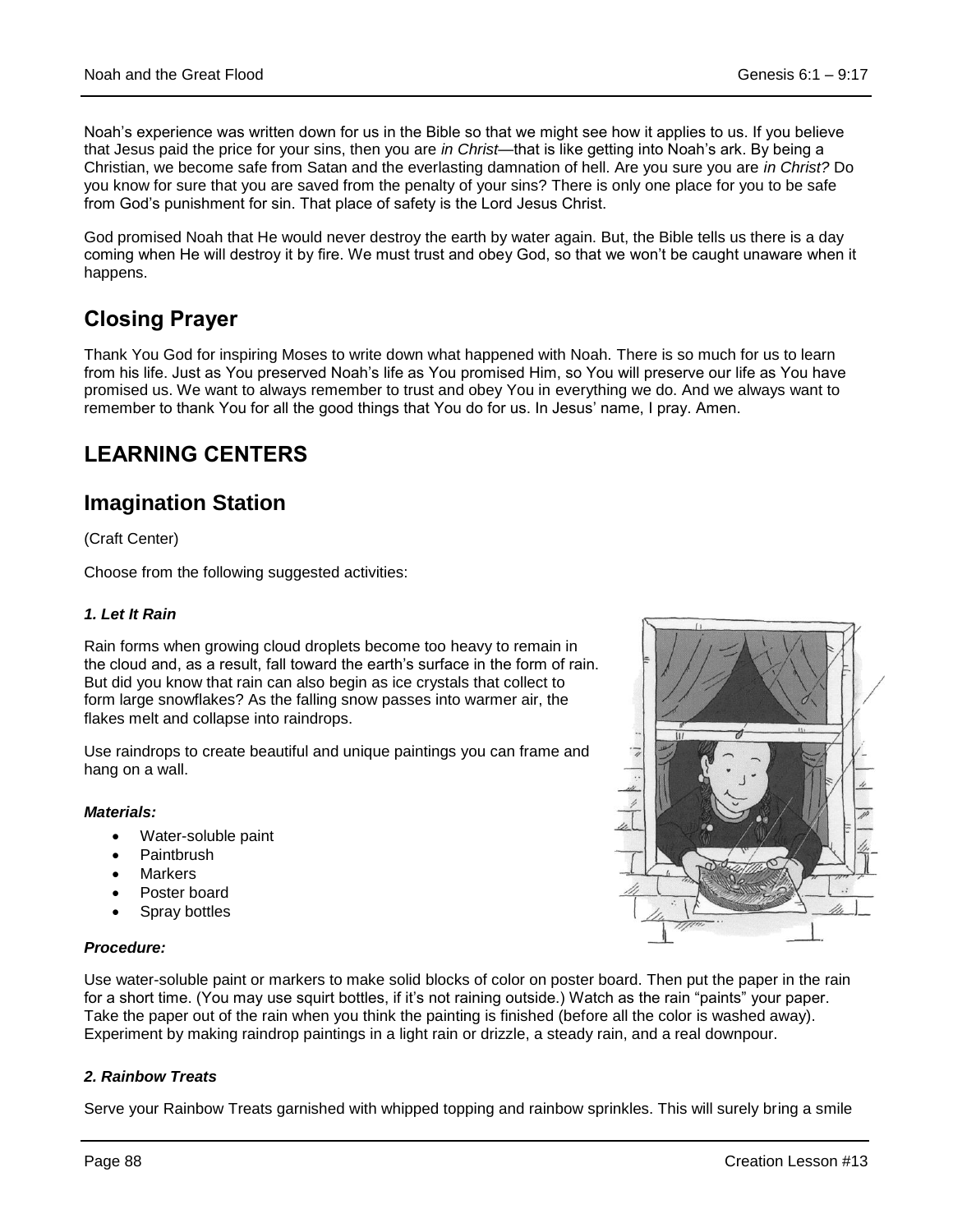Noah's experience was written down for us in the Bible so that we might see how it applies to us. If you believe that Jesus paid the price for your sins, then you are *in Christ*—that is like getting into Noah's ark. By being a Christian, we become safe from Satan and the everlasting damnation of hell. Are you sure you are *in Christ?* Do you know for sure that you are saved from the penalty of your sins? There is only one place for you to be safe from God's punishment for sin. That place of safety is the Lord Jesus Christ.

God promised Noah that He would never destroy the earth by water again. But, the Bible tells us there is a day coming when He will destroy it by fire. We must trust and obey God, so that we won't be caught unaware when it happens.

## Closing Prayer

Thank You God for inspiring Moses to write down what happened with Noah. There is so much for us to learn from his life. Just as You preserved Noah's life as You promised Him, so You will preserve our life as You have promised us. We want to always remember to trust and obey You in everything we do. And we always want to remember to thank You for all the good things that You do for us. In Jesus' name, I pray. Amen.

# LEARNING CENTERS

## Imagination Station

(Craft Center)

Choose from the following suggested activities:

### *1. Let It Rain*

Rain forms when growing cloud droplets become too heavy to remain in the cloud and, as a result, fall toward the earth's surface in the form of rain. But did you know that rain can also begin as ice crystals that collect to form large snowflakes? As the falling snow passes into warmer air, the flakes melt and collapse into raindrops.

Use raindrops to create beautiful and unique paintings you can frame and hang on a wall.

***Materials:***

- Water-soluble paint
- Paintbrush
- Markers
- Poster board
- Spray bottles

***Procedure:***

Use water-soluble paint or markers to make solid blocks of color on poster board. Then put the paper in the rain for a short time. (You may use squirt bottles, if it's not raining outside.) Watch as the rain "paints" your paper. Take the paper out of the rain when you think the painting is finished (before all the color is washed away). Experiment by making raindrop paintings in a light rain or drizzle, a steady rain, and a real downpour.

### *2. Rainbow Treats*

Serve your Rainbow Treats garnished with whipped topping and rainbow sprinkles. This will surely bring a smile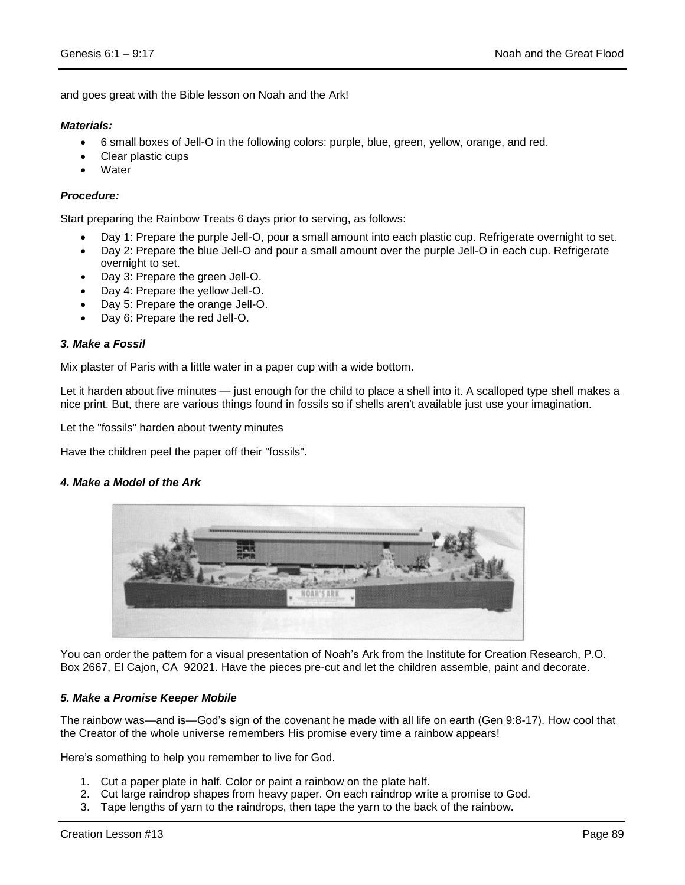and goes great with the Bible lesson on Noah and the Ark!

***Materials:***

- 6 small boxes of Jell-O in the following colors: purple, blue, green, yellow, orange, and red.
- Clear plastic cups
- Water

***Procedure:***

Start preparing the Rainbow Treats 6 days prior to serving, as follows:

- Day 1: Prepare the purple Jell-O, pour a small amount into each plastic cup. Refrigerate overnight to set.
- Day 2: Prepare the blue Jell-O and pour a small amount over the purple Jell-O in each cup. Refrigerate overnight to set.
- Day 3: Prepare the green Jell-O.
- Day 4: Prepare the yellow Jell-O.
- Day 5: Prepare the orange Jell-O.
- Day 6: Prepare the red Jell-O.

### *3. Make a Fossil*

Mix plaster of Paris with a little water in a paper cup with a wide bottom.

Let it harden about five minutes — just enough for the child to place a shell into it. A scalloped type shell makes a nice print. But, there are various things found in fossils so if shells aren't available just use your imagination.

Let the "fossils" harden about twenty minutes

Have the children peel the paper off their "fossils".

### *4. Make a Model of the Ark*

You can order the pattern for a visual presentation of Noah's Ark from the Institute for Creation Research, P.O. Box 2667, El Cajon, CA 92021. Have the pieces pre-cut and let the children assemble, paint and decorate.

### *5. Make a Promise Keeper Mobile*

The rainbow was—and is—God's sign of the covenant he made with all life on earth (Gen 9:8-17). How cool that the Creator of the whole universe remembers His promise every time a rainbow appears!

Here's something to help you remember to live for God.

1. Cut a paper plate in half. Color or paint a rainbow on the plate half.
2. Cut large raindrop shapes from heavy paper. On each raindrop write a promise to God.
3. Tape lengths of yarn to the raindrops, then tape the yarn to the back of the rainbow.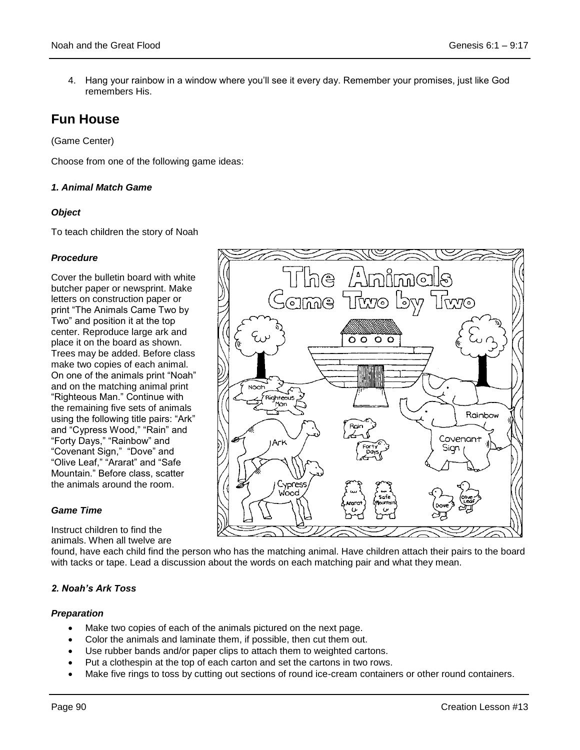4. Hang your rainbow in a window where you'll see it every day. Remember your promises, just like God remembers His.

## Fun House

(Game Center)

Choose from one of the following game ideas:

### *1. Animal Match Game*

#### *Object*

To teach children the story of Noah

#### *Procedure*

Cover the bulletin board with white butcher paper or newsprint. Make letters on construction paper or print "The Animals Came Two by Two" and position it at the top center. Reproduce large ark and place it on the board as shown. Trees may be added. Before class make two copies of each animal. On one of the animals print "Noah" and on the matching animal print "Righteous Man." Continue with the remaining five sets of animals using the following title pairs: "Ark" and "Cypress Wood," "Rain" and "Forty Days," "Rainbow" and "Covenant Sign," "Dove" and "Olive Leaf," "Ararat" and "Safe Mountain." Before class, scatter the animals around the room.

#### *Game Time*

Instruct children to find the animals. When all twelve are found, have each child find the person who has the matching animal. Have children attach their pairs to the board with tacks or tape. Lead a discussion about the words on each matching pair and what they mean.

### *2. Noah's Ark Toss*

#### *Preparation*

- Make two copies of each of the animals pictured on the next page.
- Color the animals and laminate them, if possible, then cut them out.
- Use rubber bands and/or paper clips to attach them to weighted cartons.
- Put a clothespin at the top of each carton and set the cartons in two rows.
- Make five rings to toss by cutting out sections of round ice-cream containers or other round containers.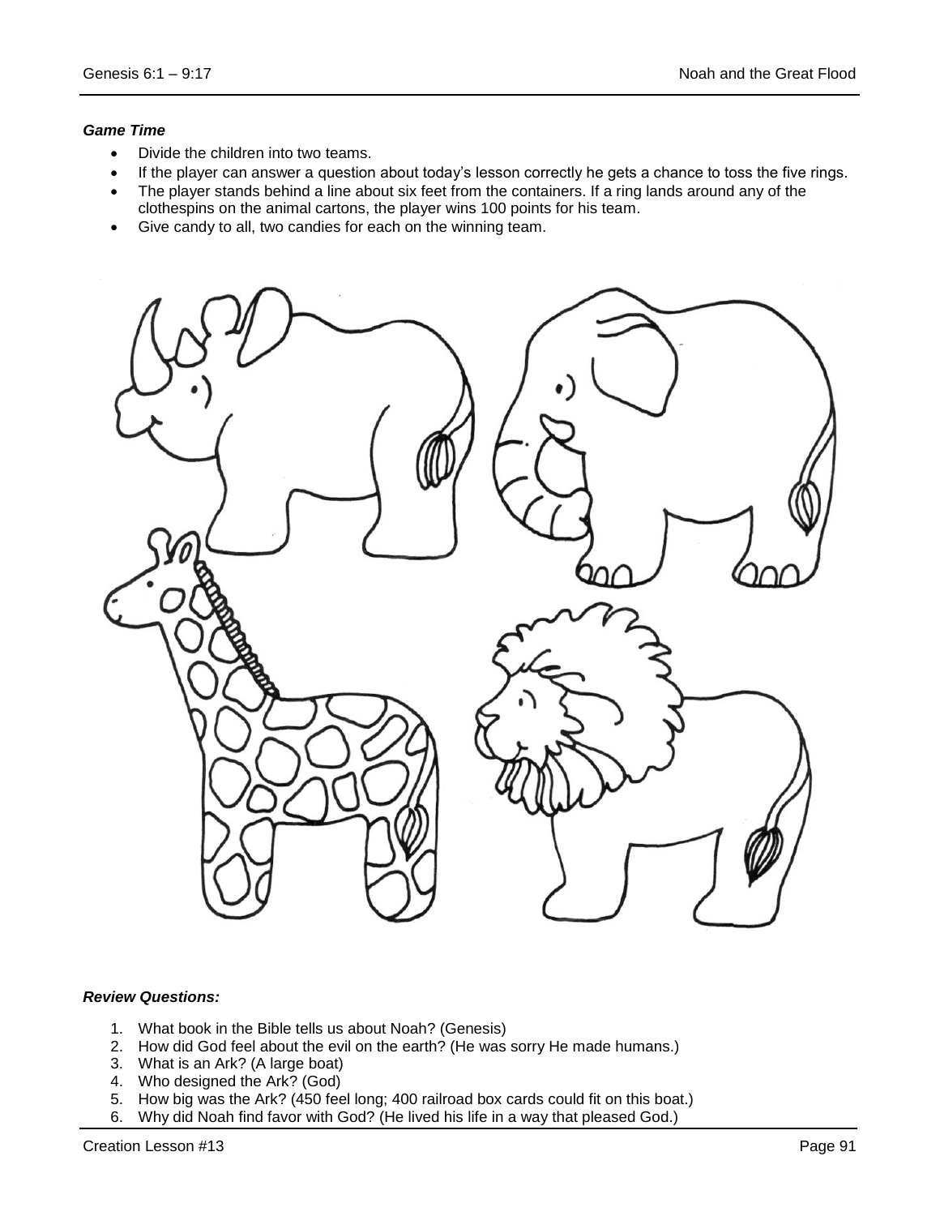***Game Time***

- Divide the children into two teams.
- If the player can answer a question about today's lesson correctly he gets a chance to toss the five rings.
- The player stands behind a line about six feet from the containers. If a ring lands around any of the clothespins on the animal cartons, the player wins 100 points for his team.
- Give candy to all, two candies for each on the winning team.

***Review Questions:***

1. What book in the Bible tells us about Noah? (Genesis)
2. How did God feel about the evil on the earth? (He was sorry He made humans.)
3. What is an Ark? (A large boat)
4. Who designed the Ark? (God)
5. How big was the Ark? (450 feel long; 400 railroad box cards could fit on this boat.)
6. Why did Noah find favor with God? (He lived his life in a way that pleased God.)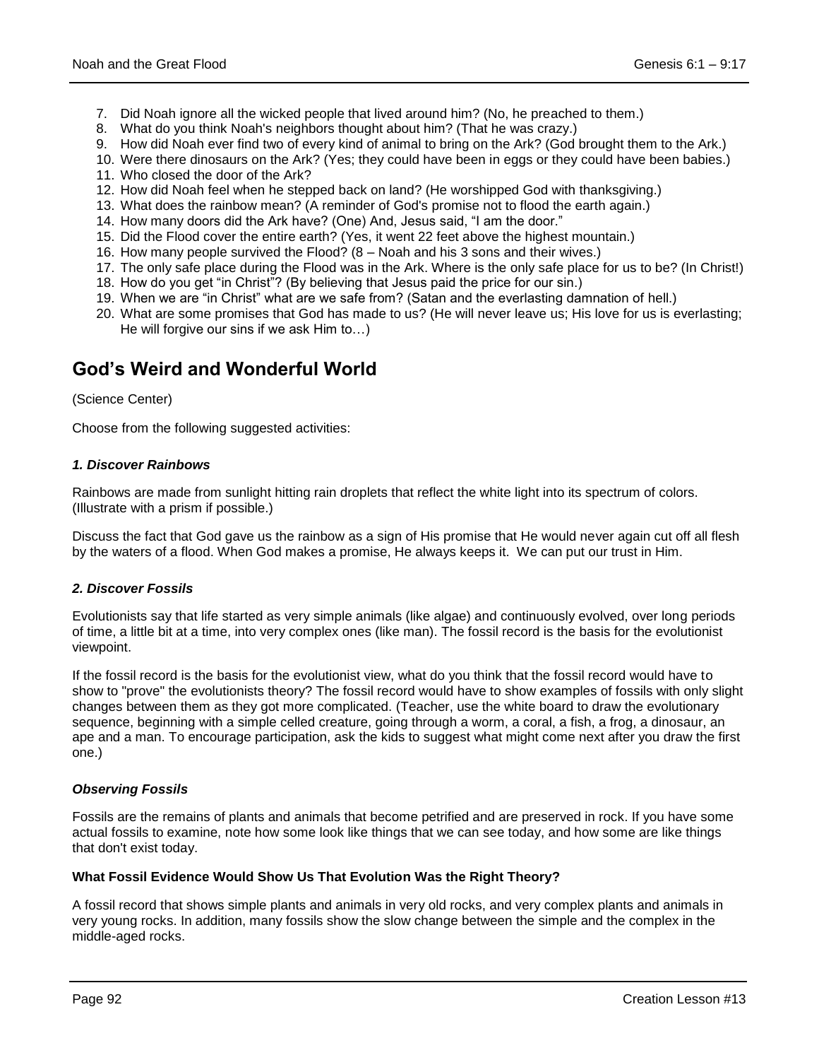7. Did Noah ignore all the wicked people that lived around him? (No, he preached to them.)
8. What do you think Noah's neighbors thought about him? (That he was crazy.)
9. How did Noah ever find two of every kind of animal to bring on the Ark? (God brought them to the Ark.)
10. Were there dinosaurs on the Ark? (Yes; they could have been in eggs or they could have been babies.)
11. Who closed the door of the Ark?
12. How did Noah feel when he stepped back on land? (He worshipped God with thanksgiving.)
13. What does the rainbow mean? (A reminder of God's promise not to flood the earth again.)
14. How many doors did the Ark have? (One) And, Jesus said, "I am the door."
15. Did the Flood cover the entire earth? (Yes, it went 22 feet above the highest mountain.)
16. How many people survived the Flood? (8 – Noah and his 3 sons and their wives.)
17. The only safe place during the Flood was in the Ark. Where is the only safe place for us to be? (In Christ!)
18. How do you get "in Christ"? (By believing that Jesus paid the price for our sin.)
19. When we are "in Christ" what are we safe from? (Satan and the everlasting damnation of hell.)
20. What are some promises that God has made to us? (He will never leave us; His love for us is everlasting; He will forgive our sins if we ask Him to…)

## God's Weird and Wonderful World

(Science Center)

Choose from the following suggested activities:

### *1. Discover Rainbows*

Rainbows are made from sunlight hitting rain droplets that reflect the white light into its spectrum of colors. (Illustrate with a prism if possible.)

Discuss the fact that God gave us the rainbow as a sign of His promise that He would never again cut off all flesh by the waters of a flood. When God makes a promise, He always keeps it. We can put our trust in Him.

### *2. Discover Fossils*

Evolutionists say that life started as very simple animals (like algae) and continuously evolved, over long periods of time, a little bit at a time, into very complex ones (like man). The fossil record is the basis for the evolutionist viewpoint.

If the fossil record is the basis for the evolutionist view, what do you think that the fossil record would have to show to "prove" the evolutionists theory? The fossil record would have to show examples of fossils with only slight changes between them as they got more complicated. (Teacher, use the white board to draw the evolutionary sequence, beginning with a simple celled creature, going through a worm, a coral, a fish, a frog, a dinosaur, an ape and a man. To encourage participation, ask the kids to suggest what might come next after you draw the first one.)

### *Observing Fossils*

Fossils are the remains of plants and animals that become petrified and are preserved in rock. If you have some actual fossils to examine, note how some look like things that we can see today, and how some are like things that don't exist today.

**What Fossil Evidence Would Show Us That Evolution Was the Right Theory?**

A fossil record that shows simple plants and animals in very old rocks, and very complex plants and animals in very young rocks. In addition, many fossils show the slow change between the simple and the complex in the middle-aged rocks.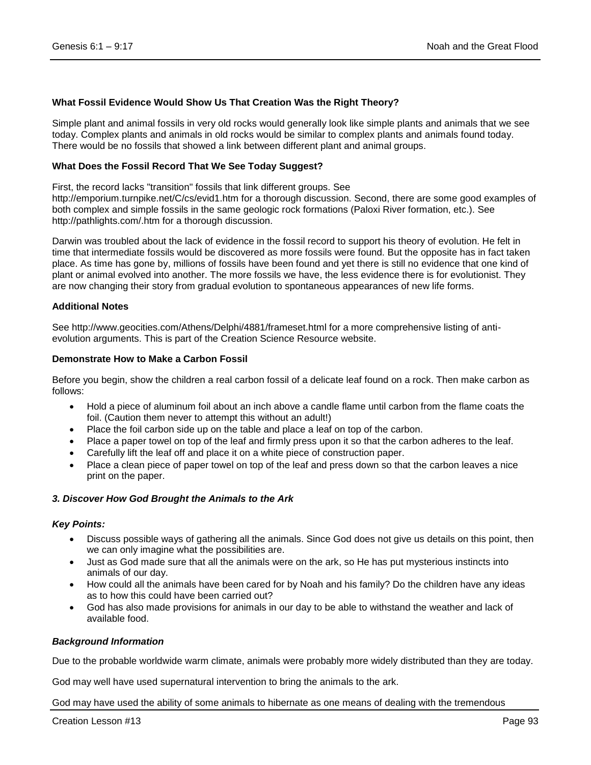**What Fossil Evidence Would Show Us That Creation Was the Right Theory?**

Simple plant and animal fossils in very old rocks would generally look like simple plants and animals that we see today. Complex plants and animals in old rocks would be similar to complex plants and animals found today. There would be no fossils that showed a link between different plant and animal groups.

**What Does the Fossil Record That We See Today Suggest?**

First, the record lacks "transition" fossils that link different groups. See http://emporium.turnpike.net/C/cs/evid1.htm for a thorough discussion. Second, there are some good examples of both complex and simple fossils in the same geologic rock formations (Paloxi River formation, etc.). See http://pathlights.com/.htm for a thorough discussion.

Darwin was troubled about the lack of evidence in the fossil record to support his theory of evolution. He felt in time that intermediate fossils would be discovered as more fossils were found. But the opposite has in fact taken place. As time has gone by, millions of fossils have been found and yet there is still no evidence that one kind of plant or animal evolved into another. The more fossils we have, the less evidence there is for evolutionist. They are now changing their story from gradual evolution to spontaneous appearances of new life forms.

**Additional Notes**

See http://www.geocities.com/Athens/Delphi/4881/frameset.html for a more comprehensive listing of anti-evolution arguments. This is part of the Creation Science Resource website.

**Demonstrate How to Make a Carbon Fossil**

Before you begin, show the children a real carbon fossil of a delicate leaf found on a rock. Then make carbon as follows:

- Hold a piece of aluminum foil about an inch above a candle flame until carbon from the flame coats the foil. (Caution them never to attempt this without an adult!)
- Place the foil carbon side up on the table and place a leaf on top of the carbon.
- Place a paper towel on top of the leaf and firmly press upon it so that the carbon adheres to the leaf.
- Carefully lift the leaf off and place it on a white piece of construction paper.
- Place a clean piece of paper towel on top of the leaf and press down so that the carbon leaves a nice print on the paper.

***3. Discover How God Brought the Animals to the Ark***

***Key Points:***

- Discuss possible ways of gathering all the animals. Since God does not give us details on this point, then we can only imagine what the possibilities are.
- Just as God made sure that all the animals were on the ark, so He has put mysterious instincts into animals of our day.
- How could all the animals have been cared for by Noah and his family? Do the children have any ideas as to how this could have been carried out?
- God has also made provisions for animals in our day to be able to withstand the weather and lack of available food.

***Background Information***

Due to the probable worldwide warm climate, animals were probably more widely distributed than they are today.

God may well have used supernatural intervention to bring the animals to the ark.

God may have used the ability of some animals to hibernate as one means of dealing with the tremendous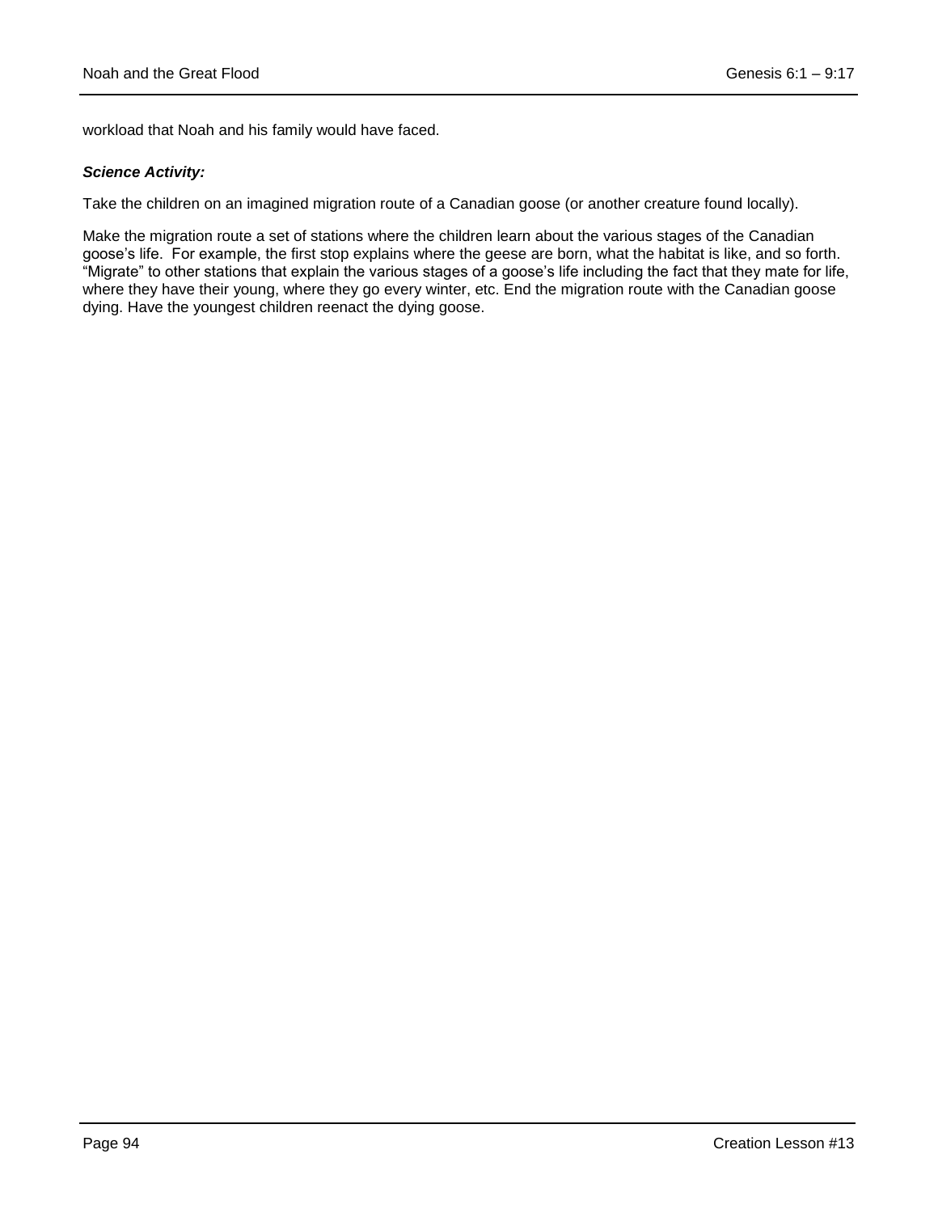workload that Noah and his family would have faced.

***Science Activity:***

Take the children on an imagined migration route of a Canadian goose (or another creature found locally).

Make the migration route a set of stations where the children learn about the various stages of the Canadian goose's life. For example, the first stop explains where the geese are born, what the habitat is like, and so forth. "Migrate" to other stations that explain the various stages of a goose's life including the fact that they mate for life, where they have their young, where they go every winter, etc. End the migration route with the Canadian goose dying. Have the youngest children reenact the dying goose.